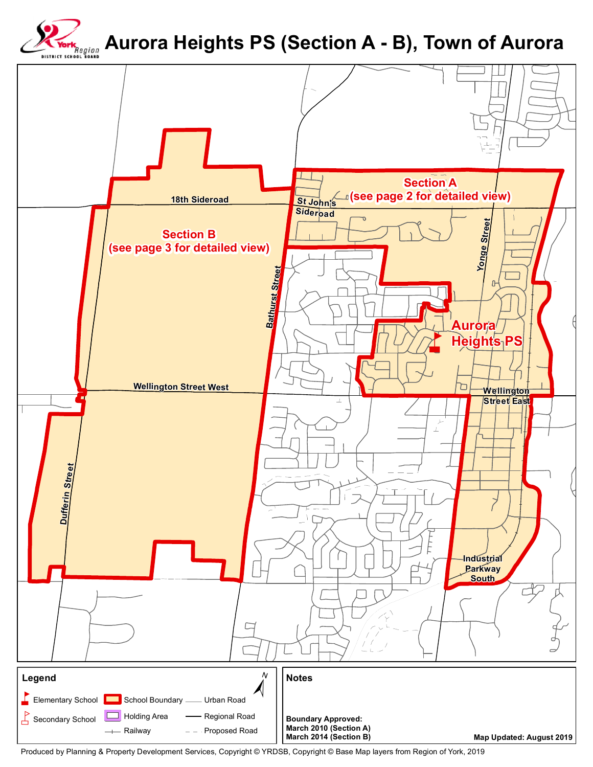# Aurora Heights PS (Section A - B), Town of Aurora

York Region District School Board

Section A (see page 2 for detailed view)

Section B (see page 3 for detailed view)

Aurora Heights PS

18th Sideroad

St John's Sideroad

Bathurst Street

Yonge Street

Wellington Street West

Wellington Street East

Dufferin Street

Industrial Parkway South

**Legend**

- Elementary School
- Secondary School
- School Boundary
- Holding Area
- Railway
- Urban Road
- Regional Road
- Proposed Road

**Notes**

**Boundary Approved:**
**March 2010 (Section A)**
**March 2014 (Section B)**

**Map Updated: August 2019**

Produced by Planning & Property Development Services, Copyright © YRDSB, Copyright © Base Map layers from Region of York, 2019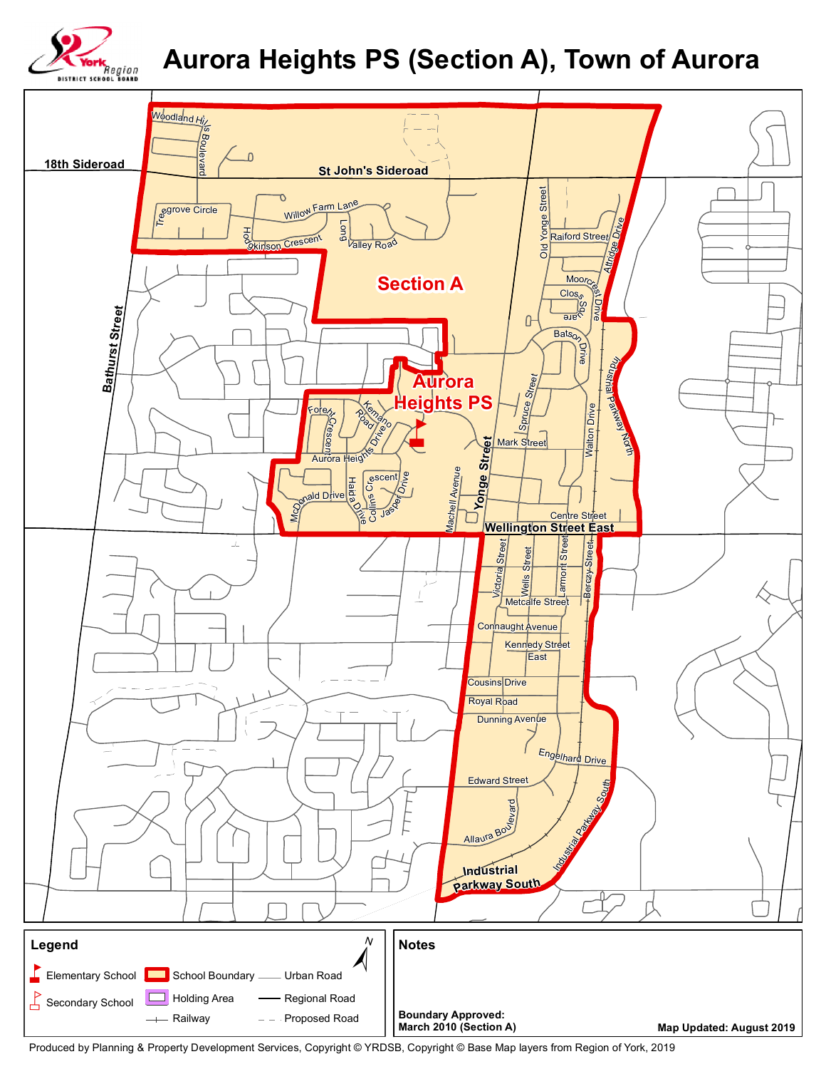# Aurora Heights PS (Section A), Town of Aurora

York Region District School Board

Section A

Aurora Heights PS

18th Sideroad
St John's Sideroad
Woodland Hills Boulevard
Treegrove Circle
Willow Farm Lane
Hodgkinson Crescent
Long Valley Road
Bathurst Street
Old Yonge Street
Raiford Street
Attridge Drive
Moorcrest Drive
Closs Square
Batson Drive
Industrial Parkway North
Spruce Street
Walton Drive
Mark Street
Kemano Road
Forest Crescent
Aurora Heights Drive
Collins Crescent
Jasper Drive
McDonald Drive
Haida Drive
Machell Avenue
Yonge Street
Centre Street
Wellington Street East
Victoria Street
Wells Street
Larmont Street
Berczy Street
Metcalfe Street
Connaught Avenue
Kennedy Street East
Cousins Drive
Royal Road
Dunning Avenue
Engelhard Drive
Edward Street
Allaura Boulevard
Industrial Parkway South

## Legend

- Elementary School
- Secondary School
- School Boundary
- Holding Area
- Railway
- Urban Road
- Regional Road
- Proposed Road

N

## Notes

**Boundary Approved:**
**March 2010 (Section A)**

**Map Updated: August 2019**

Produced by Planning & Property Development Services, Copyright © YRDSB, Copyright © Base Map layers from Region of York, 2019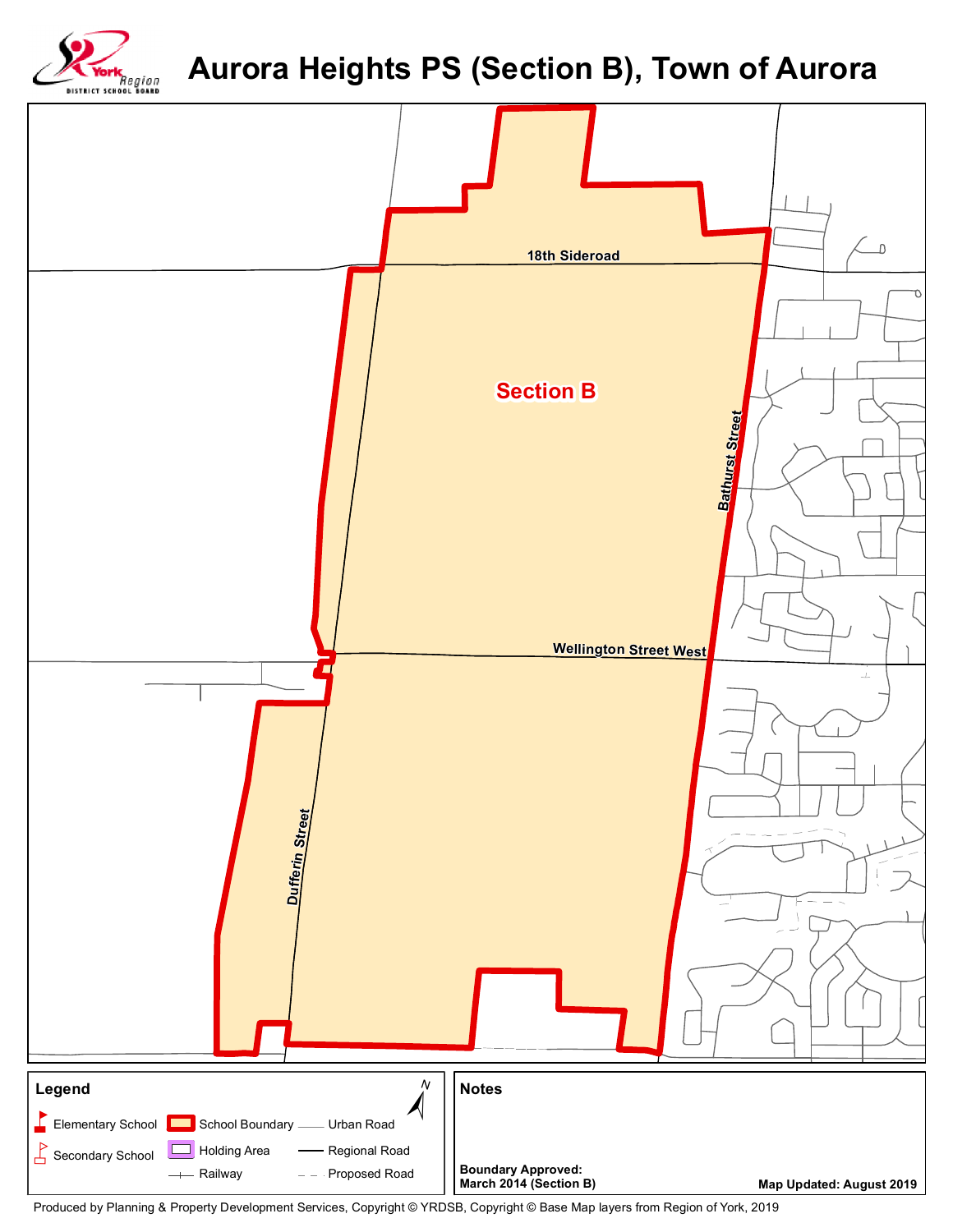# Aurora Heights PS (Section B), Town of Aurora

18th Sideroad

Section B

Bathurst Street

Wellington Street West

Dufferin Street

## Legend

Elementary School

Secondary School

School Boundary

Holding Area

Railway

Urban Road

Regional Road

Proposed Road

## Notes

**Boundary Approved:**
**March 2014 (Section B)**

**Map Updated: August 2019**

Produced by Planning & Property Development Services, Copyright © YRDSB, Copyright © Base Map layers from Region of York, 2019